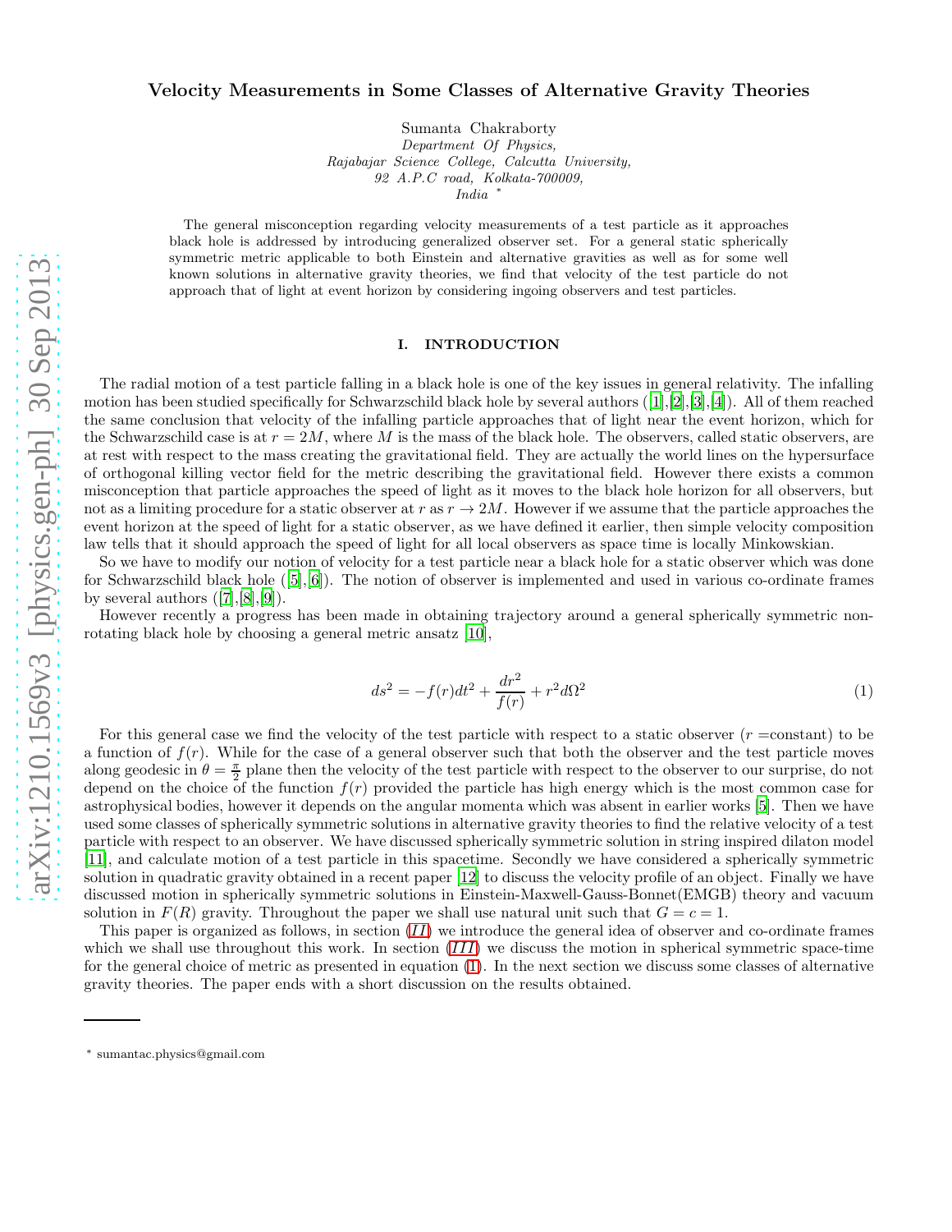# Velocity Measurements in Some Classes of Alternative Gravity Theories

Sumanta Chakraborty

*Department Of Physics, Rajabajar Science College, Calcutta University, 92 A.P.C road, Kolkata-700009, India* [*]

The general misconception regarding velocity measurements of a test particle as it approaches black hole is addressed by introducing generalized observer set. For a general static spherically symmetric metric applicable to both Einstein and alternative gravities as well as for some well known solutions in alternative gravity theories, we find that velocity of the test particle do not approach that of light at event horizon by considering ingoing observers and test particles.

## I. INTRODUCTION

The radial motion of a test particle falling in a black hole is one of the key issues in general relativity. The infalling motion has been studied specifically for Schwarzschild black hole by several authors ([1],[2],[3],[4]). All of them reached the same conclusion that velocity of the infalling particle approaches that of light near the event horizon, which for the Schwarzschild case is at $r = 2M$, where $M$ is the mass of the black hole. The observers, called static observers, are at rest with respect to the mass creating the gravitational field. They are actually the world lines on the hypersurface of orthogonal killing vector field for the metric describing the gravitational field. However there exists a common misconception that particle approaches the speed of light as it moves to the black hole horizon for all observers, but not as a limiting procedure for a static observer at $r$ as $r \rightarrow 2M$. However if we assume that the particle approaches the event horizon at the speed of light for a static observer, as we have defined it earlier, then simple velocity composition law tells that it should approach the speed of light for all local observers as space time is locally Minkowskian.

So we have to modify our notion of velocity for a test particle near a black hole for a static observer which was done for Schwarzschild black hole ([5],[6]). The notion of observer is implemented and used in various co-ordinate frames by several authors ([7],[8],[9]).

However recently a progress has been made in obtaining trajectory around a general spherically symmetric non-rotating black hole by choosing a general metric ansatz [10],

$$ds^2 = -f(r)dt^2 + \frac{dr^2}{f(r)} + r^2 d\Omega^2 \tag{1}$$

For this general case we find the velocity of the test particle with respect to a static observer ($r$ =constant) to be a function of $f(r)$. While for the case of a general observer such that both the observer and the test particle moves along geodesic in $\theta = \frac{\pi}{2}$ plane then the velocity of the test particle with respect to the observer to our surprise, do not depend on the choice of the function $f(r)$ provided the particle has high energy which is the most common case for astrophysical bodies, however it depends on the angular momenta which was absent in earlier works [5]. Then we have used some classes of spherically symmetric solutions in alternative gravity theories to find the relative velocity of a test particle with respect to an observer. We have discussed spherically symmetric solution in string inspired dilaton model [11], and calculate motion of a test particle in this spacetime. Secondly we have considered a spherically symmetric solution in quadratic gravity obtained in a recent paper [12] to discuss the velocity profile of an object. Finally we have discussed motion in spherically symmetric solutions in Einstein-Maxwell-Gauss-Bonnet(EMGB) theory and vacuum solution in $F(R)$ gravity. Throughout the paper we shall use natural unit such that $G = c = 1$.

This paper is organized as follows, in section (*II*) we introduce the general idea of observer and co-ordinate frames which we shall use throughout this work. In section (*III*) we discuss the motion in spherical symmetric space-time for the general choice of metric as presented in equation (1). In the next section we discuss some classes of alternative gravity theories. The paper ends with a short discussion on the results obtained.

---

[*] sumantac.physics@gmail.com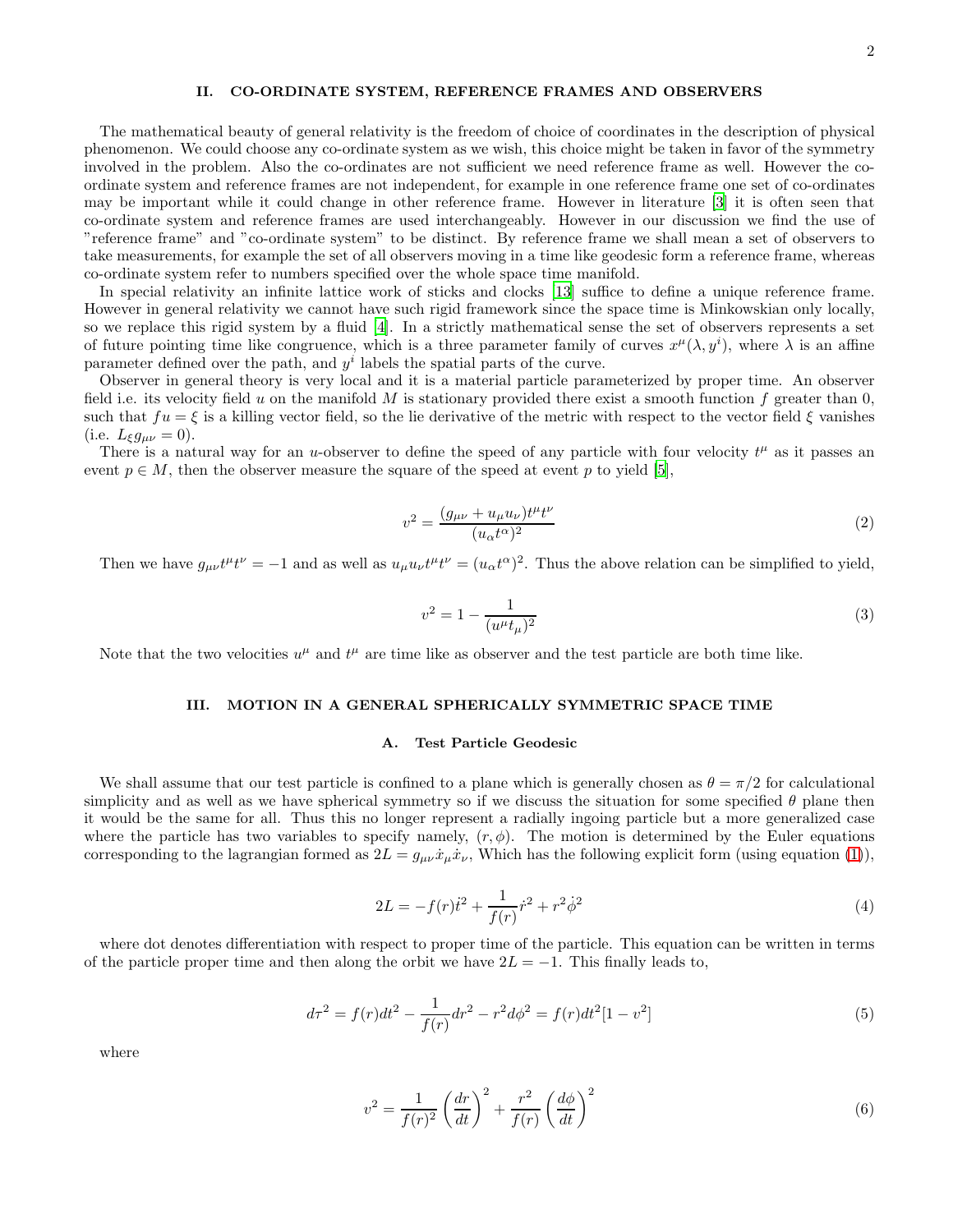## II. CO-ORDINATE SYSTEM, REFERENCE FRAMES AND OBSERVERS

The mathematical beauty of general relativity is the freedom of choice of coordinates in the description of physical phenomenon. We could choose any co-ordinate system as we wish, this choice might be taken in favor of the symmetry involved in the problem. Also the co-ordinates are not sufficient we need reference frame as well. However the co-ordinate system and reference frames are not independent, for example in one reference frame one set of co-ordinates may be important while it could change in other reference frame. However in literature [3] it is often seen that co-ordinate system and reference frames are used interchangeably. However in our discussion we find the use of "reference frame" and "co-ordinate system" to be distinct. By reference frame we shall mean a set of observers to take measurements, for example the set of all observers moving in a time like geodesic form a reference frame, whereas co-ordinate system refer to numbers specified over the whole space time manifold.

In special relativity an infinite lattice work of sticks and clocks [13] suffice to define a unique reference frame. However in general relativity we cannot have such rigid framework since the space time is Minkowskian only locally, so we replace this rigid system by a fluid [4]. In a strictly mathematical sense the set of observers represents a set of future pointing time like congruence, which is a three parameter family of curves $x^{\mu}(\lambda, y^i)$, where $\lambda$ is an affine parameter defined over the path, and $y^i$ labels the spatial parts of the curve.

Observer in general theory is very local and it is a material particle parameterized by proper time. An observer field i.e. its velocity field $u$ on the manifold $M$ is stationary provided there exist a smooth function $f$ greater than 0, such that $fu = \xi$ is a killing vector field, so the lie derivative of the metric with respect to the vector field $\xi$ vanishes (i.e. $L_{\xi} g_{\mu\nu} = 0$).

There is a natural way for an $u$-observer to define the speed of any particle with four velocity $t^{\mu}$ as it passes an event $p \in M$, then the observer measure the square of the speed at event $p$ to yield [5],

$$v^2 = \frac{(g_{\mu\nu} + u_{\mu}u_{\nu})t^{\mu}t^{\nu}}{(u_{\alpha}t^{\alpha})^2} \tag{2}$$

Then we have $g_{\mu\nu}t^{\mu}t^{\nu} = -1$ and as well as $u_{\mu}u_{\nu}t^{\mu}t^{\nu} = (u_{\alpha}t^{\alpha})^2$. Thus the above relation can be simplified to yield,

$$v^2 = 1 - \frac{1}{(u^{\mu}t_{\mu})^2} \tag{3}$$

Note that the two velocities $u^{\mu}$ and $t^{\mu}$ are time like as observer and the test particle are both time like.

## III. MOTION IN A GENERAL SPHERICALLY SYMMETRIC SPACE TIME

### A. Test Particle Geodesic

We shall assume that our test particle is confined to a plane which is generally chosen as $\theta = \pi/2$ for calculational simplicity and as well as we have spherical symmetry so if we discuss the situation for some specified $\theta$ plane then it would be the same for all. Thus this no longer represent a radially ingoing particle but a more generalized case where the particle has two variables to specify namely, $(r, \phi)$. The motion is determined by the Euler equations corresponding to the lagrangian formed as $2L = g_{\mu\nu}\dot{x}_{\mu}\dot{x}_{\nu}$, Which has the following explicit form (using equation (1)),

$$2L = -f(r)\dot{t}^2 + \frac{1}{f(r)}\dot{r}^2 + r^2\dot{\phi}^2 \tag{4}$$

where dot denotes differentiation with respect to proper time of the particle. This equation can be written in terms of the particle proper time and then along the orbit we have $2L = -1$. This finally leads to,

$$d\tau^2 = f(r)dt^2 - \frac{1}{f(r)}dr^2 - r^2 d\phi^2 = f(r)dt^2[1 - v^2] \tag{5}$$

where

$$v^2 = \frac{1}{f(r)^2}\left(\frac{dr}{dt}\right)^2 + \frac{r^2}{f(r)}\left(\frac{d\phi}{dt}\right)^2 \tag{6}$$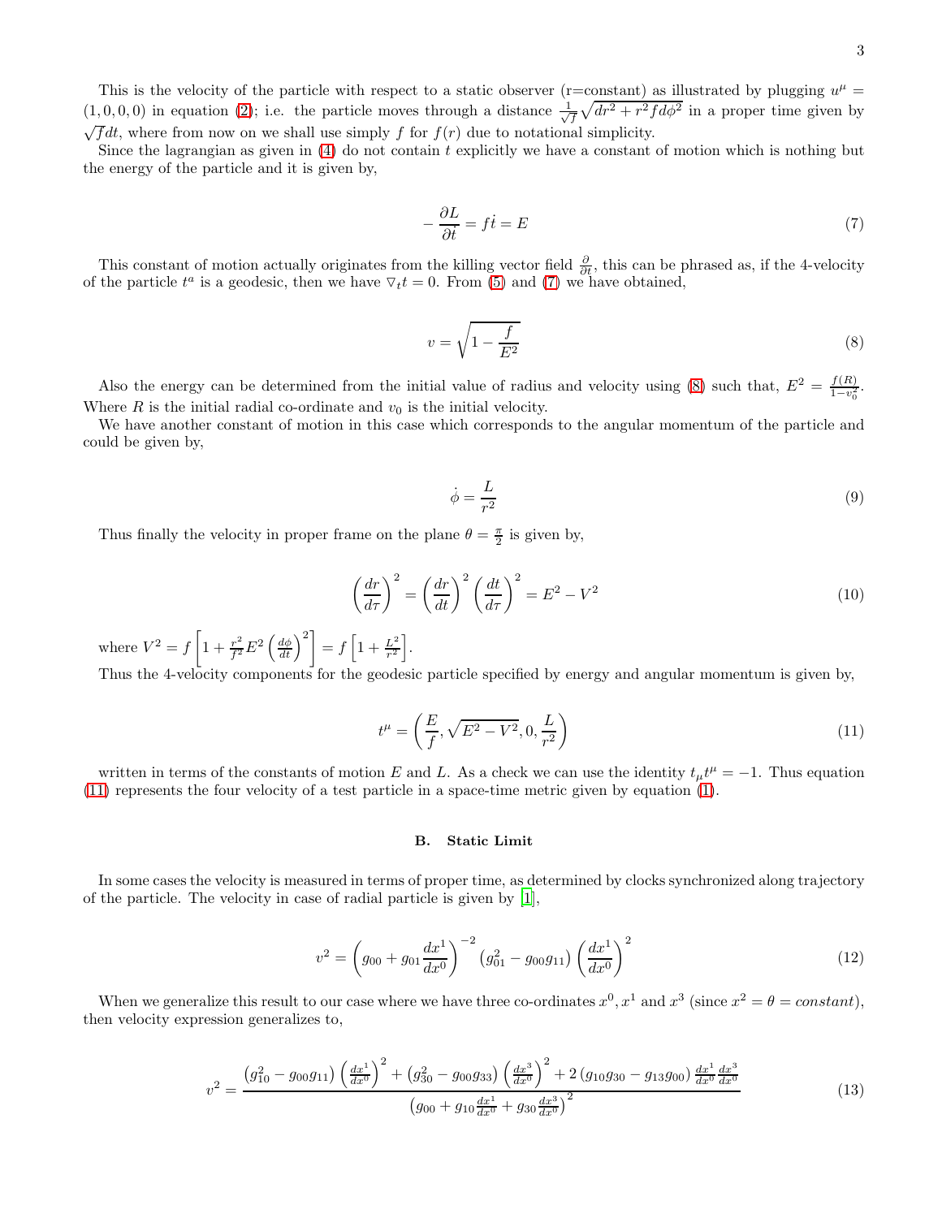This is the velocity of the particle with respect to a static observer (r=constant) as illustrated by plugging $u^\mu = (1,0,0,0)$ in equation (2); i.e. the particle moves through a distance $\frac{1}{\sqrt{f}}\sqrt{dr^2 + r^2 f d\phi^2}$ in a proper time given by $\sqrt{f}dt$, where from now on we shall use simply $f$ for $f(r)$ due to notational simplicity.

Since the lagrangian as given in (4) do not contain $t$ explicitly we have a constant of motion which is nothing but the energy of the particle and it is given by,

$$-\frac{\partial L}{\partial t} = f\dot{t} = E \tag{7}$$

This constant of motion actually originates from the killing vector field $\frac{\partial}{\partial t}$, this can be phrased as, if the 4-velocity of the particle $t^a$ is a geodesic, then we have $\nabla_t t = 0$. From (5) and (7) we have obtained,

$$v = \sqrt{1 - \frac{f}{E^2}} \tag{8}$$

Also the energy can be determined from the initial value of radius and velocity using (8) such that, $E^2 = \frac{f(R)}{1-v_0^2}$. Where $R$ is the initial radial co-ordinate and $v_0$ is the initial velocity.

We have another constant of motion in this case which corresponds to the angular momentum of the particle and could be given by,

$$\dot{\phi} = \frac{L}{r^2} \tag{9}$$

Thus finally the velocity in proper frame on the plane $\theta = \frac{\pi}{2}$ is given by,

$$\left(\frac{dr}{d\tau}\right)^2 = \left(\frac{dr}{dt}\right)^2\left(\frac{dt}{d\tau}\right)^2 = E^2 - V^2 \tag{10}$$

where $V^2 = f\left[1 + \frac{r^2}{f^2}E^2\left(\frac{d\phi}{dt}\right)^2\right] = f\left[1 + \frac{L^2}{r^2}\right]$.

Thus the 4-velocity components for the geodesic particle specified by energy and angular momentum is given by,

$$t^\mu = \left(\frac{E}{f}, \sqrt{E^2 - V^2}, 0, \frac{L}{r^2}\right) \tag{11}$$

written in terms of the constants of motion $E$ and $L$. As a check we can use the identity $t_\mu t^\mu = -1$. Thus equation (11) represents the four velocity of a test particle in a space-time metric given by equation (1).

### B. Static Limit

In some cases the velocity is measured in terms of proper time, as determined by clocks synchronized along trajectory of the particle. The velocity in case of radial particle is given by [1],

$$v^2 = \left(g_{00} + g_{01}\frac{dx^1}{dx^0}\right)^{-2}\left(g_{01}^2 - g_{00}g_{11}\right)\left(\frac{dx^1}{dx^0}\right)^2 \tag{12}$$

When we generalize this result to our case where we have three co-ordinates $x^0, x^1$ and $x^3$ (since $x^2 = \theta = constant$), then velocity expression generalizes to,

$$v^2 = \frac{\left(g_{10}^2 - g_{00}g_{11}\right)\left(\frac{dx^1}{dx^0}\right)^2 + \left(g_{30}^2 - g_{00}g_{33}\right)\left(\frac{dx^3}{dx^0}\right)^2 + 2\left(g_{10}g_{30} - g_{13}g_{00}\right)\frac{dx^1}{dx^0}\frac{dx^3}{dx^0}}{\left(g_{00} + g_{10}\frac{dx^1}{dx^0} + g_{30}\frac{dx^3}{dx^0}\right)^2} \tag{13}$$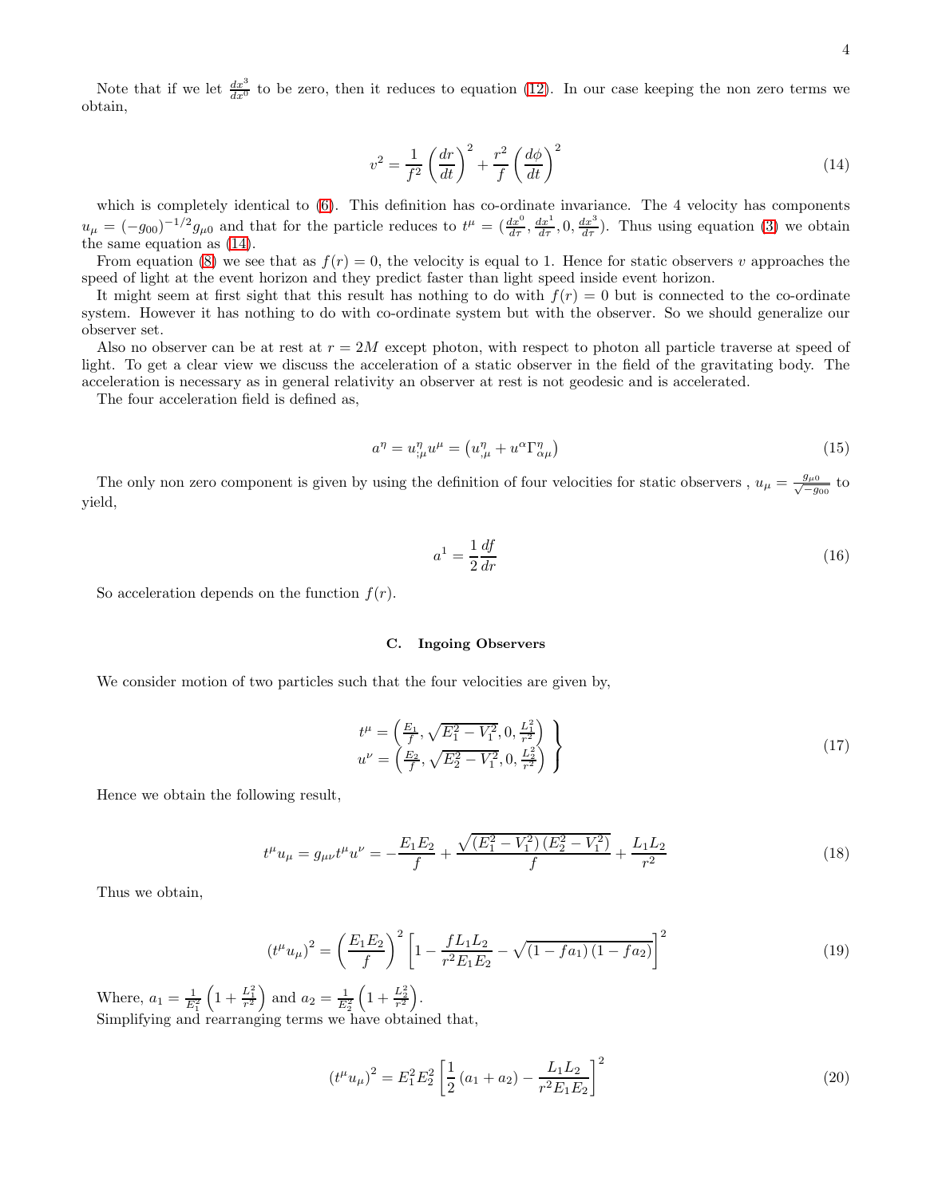Note that if we let $\frac{dx^3}{dx^0}$ to be zero, then it reduces to equation (12). In our case keeping the non zero terms we obtain,

$$v^2 = \frac{1}{f^2}\left(\frac{dr}{dt}\right)^2 + \frac{r^2}{f}\left(\frac{d\phi}{dt}\right)^2 \tag{14}$$

which is completely identical to (6). This definition has co-ordinate invariance. The 4 velocity has components $u_\mu = (-g_{00})^{-1/2} g_{\mu 0}$ and that for the particle reduces to $t^\mu = (\frac{dx^0}{d\tau}, \frac{dx^1}{d\tau}, 0, \frac{dx^3}{d\tau})$. Thus using equation (3) we obtain the same equation as (14).

From equation (8) we see that as $f(r) = 0$, the velocity is equal to 1. Hence for static observers $v$ approaches the speed of light at the event horizon and they predict faster than light speed inside event horizon.

It might seem at first sight that this result has nothing to do with $f(r) = 0$ but is connected to the co-ordinate system. However it has nothing to do with co-ordinate system but with the observer. So we should generalize our observer set.

Also no observer can be at rest at $r = 2M$ except photon, with respect to photon all particle traverse at speed of light. To get a clear view we discuss the acceleration of a static observer in the field of the gravitating body. The acceleration is necessary as in general relativity an observer at rest is not geodesic and is accelerated.

The four acceleration field is defined as,

$$a^\eta = u^\eta_{;\mu} u^\mu = \left(u^\eta_{,\mu} + u^\alpha \Gamma^\eta_{\alpha\mu}\right) \tag{15}$$

The only non zero component is given by using the definition of four velocities for static observers , $u_\mu = \frac{g_{\mu 0}}{\sqrt{-g_{00}}}$ to yield,

$$a^1 = \frac{1}{2}\frac{df}{dr} \tag{16}$$

So acceleration depends on the function $f(r)$.

### C. Ingoing Observers

We consider motion of two particles such that the four velocities are given by,

$$\left.\begin{array}{l} t^\mu = \left(\frac{E_1}{f}, \sqrt{E_1^2 - V_1^2}, 0, \frac{L_1^2}{r^2}\right) \\ u^\nu = \left(\frac{E_2}{f}, \sqrt{E_2^2 - V_1^2}, 0, \frac{L_2^2}{r^2}\right) \end{array}\right\} \tag{17}$$

Hence we obtain the following result,

$$t^\mu u_\mu = g_{\mu\nu} t^\mu u^\nu = -\frac{E_1 E_2}{f} + \frac{\sqrt{\left(E_1^2 - V_1^2\right)\left(E_2^2 - V_1^2\right)}}{f} + \frac{L_1 L_2}{r^2} \tag{18}$$

Thus we obtain,

$$\left(t^\mu u_\mu\right)^2 = \left(\frac{E_1 E_2}{f}\right)^2 \left[1 - \frac{f L_1 L_2}{r^2 E_1 E_2} - \sqrt{\left(1 - f a_1\right)\left(1 - f a_2\right)}\right]^2 \tag{19}$$

Where, $a_1 = \frac{1}{E_1^2}\left(1 + \frac{L_1^2}{r^2}\right)$ and $a_2 = \frac{1}{E_2^2}\left(1 + \frac{L_2^2}{r^2}\right)$.
Simplifying and rearranging terms we have obtained that,

$$\left(t^\mu u_\mu\right)^2 = E_1^2 E_2^2 \left[\frac{1}{2}\left(a_1 + a_2\right) - \frac{L_1 L_2}{r^2 E_1 E_2}\right]^2 \tag{20}$$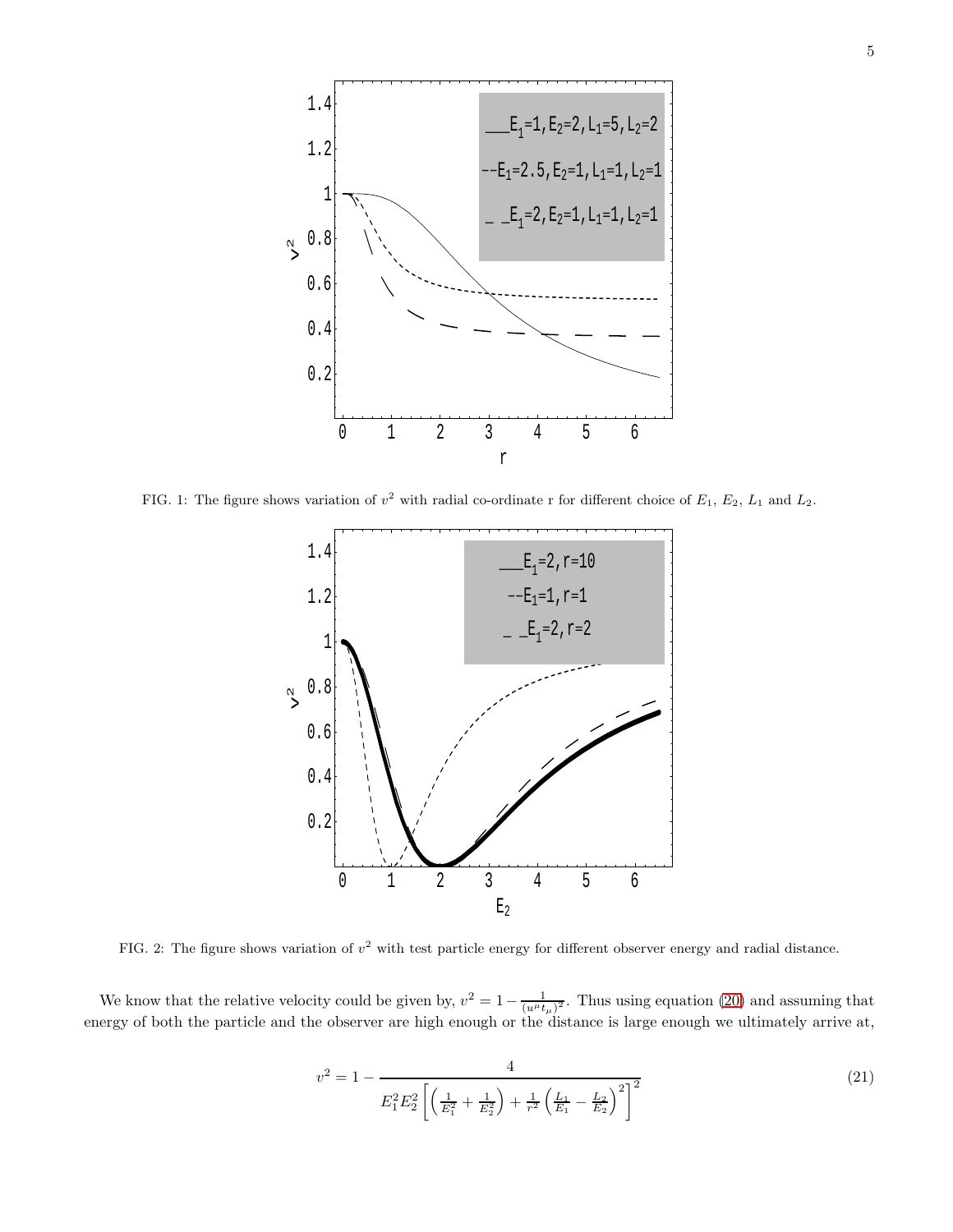FIG. 1: The figure shows variation of $v^2$ with radial co-ordinate r for different choice of $E_1$, $E_2$, $L_1$ and $L_2$.

FIG. 2: The figure shows variation of $v^2$ with test particle energy for different observer energy and radial distance.

We know that the relative velocity could be given by, $v^2 = 1 - \frac{1}{(u^\mu t_\mu)^2}$. Thus using equation (20) and assuming that energy of both the particle and the observer are high enough or the distance is large enough we ultimately arrive at,

$$v^2 = 1 - \frac{4}{E_1^2 E_2^2 \left[ \left( \frac{1}{E_1^2} + \frac{1}{E_2^2} \right) + \frac{1}{r^2} \left( \frac{L_1}{E_1} - \frac{L_2}{E_2} \right)^2 \right]^2} \tag{21}$$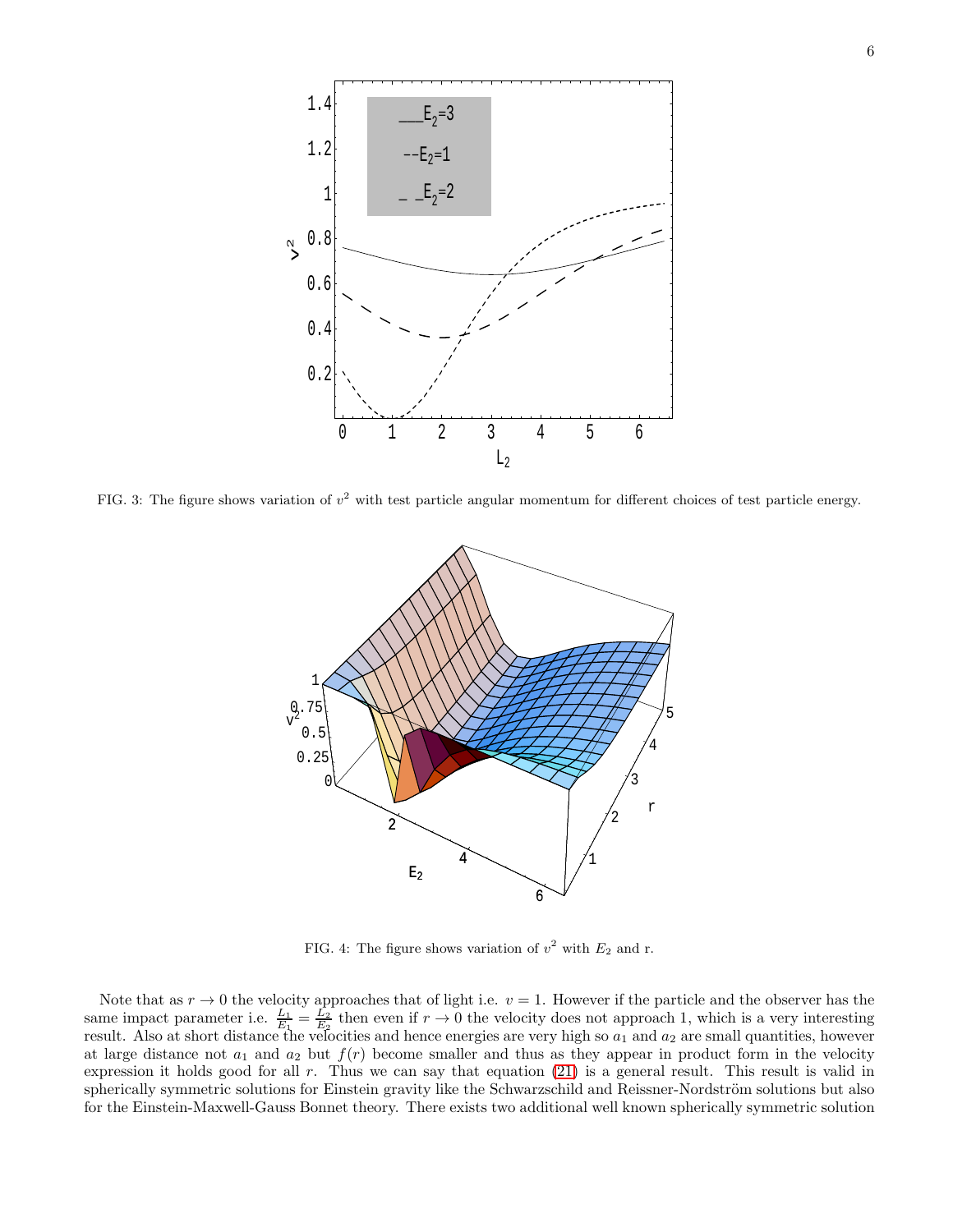FIG. 3: The figure shows variation of $v^2$ with test particle angular momentum for different choices of test particle energy.

FIG. 4: The figure shows variation of $v^2$ with $E_2$ and r.

Note that as $r \to 0$ the velocity approaches that of light i.e. $v = 1$. However if the particle and the observer has the same impact parameter i.e. $\frac{L_1}{E_1} = \frac{L_2}{E_2}$ then even if $r \to 0$ the velocity does not approach 1, which is a very interesting result. Also at short distance the velocities and hence energies are very high so $a_1$ and $a_2$ are small quantities, however at large distance not $a_1$ and $a_2$ but $f(r)$ become smaller and thus as they appear in product form in the velocity expression it holds good for all $r$. Thus we can say that equation (21) is a general result. This result is valid in spherically symmetric solutions for Einstein gravity like the Schwarzschild and Reissner-Nordström solutions but also for the Einstein-Maxwell-Gauss Bonnet theory. There exists two additional well known spherically symmetric solution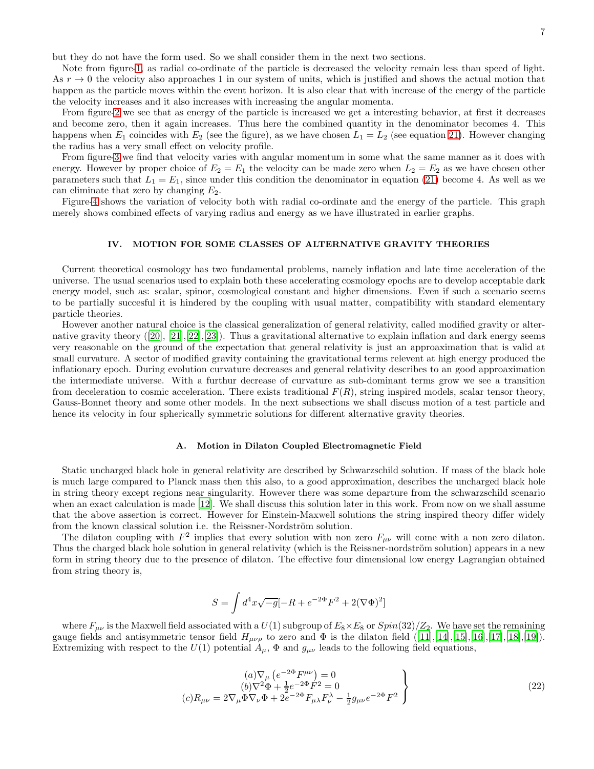but they do not have the form used. So we shall consider them in the next two sections.

Note from figure-1, as radial co-ordinate of the particle is decreased the velocity remain less than speed of light. As $r \to 0$ the velocity also approaches 1 in our system of units, which is justified and shows the actual motion that happen as the particle moves within the event horizon. It is also clear that with increase of the energy of the particle the velocity increases and it also increases with increasing the angular momenta.

From figure-2 we see that as energy of the particle is increased we get a interesting behavior, at first it decreases and become zero, then it again increases. Thus here the combined quantity in the denominator becomes 4. This happens when $E_1$ coincides with $E_2$ (see the figure), as we have chosen $L_1 = L_2$ (see equation 21). However changing the radius has a very small effect on velocity profile.

From figure-3 we find that velocity varies with angular momentum in some what the same manner as it does with energy. However by proper choice of $E_2 = E_1$ the velocity can be made zero when $L_2 = E_2$ as we have chosen other parameters such that $L_1 = E_1$, since under this condition the denominator in equation (21) become 4. As well as we can eliminate that zero by changing $E_2$.

Figure-4 shows the variation of velocity both with radial co-ordinate and the energy of the particle. This graph merely shows combined effects of varying radius and energy as we have illustrated in earlier graphs.

## IV. MOTION FOR SOME CLASSES OF ALTERNATIVE GRAVITY THEORIES

Current theoretical cosmology has two fundamental problems, namely inflation and late time acceleration of the universe. The usual scenarios used to explain both these accelerating cosmology epochs are to develop acceptable dark energy model, such as: scalar, spinor, cosmological constant and higher dimensions. Even if such a scenario seems to be partially succesful it is hindered by the coupling with usual matter, compatibility with standard elementary particle theories.

However another natural choice is the classical generalization of general relativity, called modified gravity or alternative gravity theory ([20], [21],[22],[23]). Thus a gravitational alternative to explain inflation and dark energy seems very reasonable on the ground of the expectation that general relativity is just an approaximation that is valid at small curvature. A sector of modified gravity containing the gravitational terms relevent at high energy produced the inflationary epoch. During evolution curvature decreases and general relativity describes to an good approaximation the intermediate universe. With a furthur decrease of curvature as sub-dominant terms grow we see a transition from deceleration to cosmic acceleration. There exists traditional $F(R)$, string inspired models, scalar tensor theory, Gauss-Bonnet theory and some other models. In the next subsections we shall discuss motion of a test particle and hence its velocity in four spherically symmetric solutions for different alternative gravity theories.

### A. Motion in Dilaton Coupled Electromagnetic Field

Static uncharged black hole in general relativity are described by Schwarzschild solution. If mass of the black hole is much large compared to Planck mass then this also, to a good approximation, describes the uncharged black hole in string theory except regions near singularity. However there was some departure from the schwarzschild scenario when an exact calculation is made [12]. We shall discuss this solution later in this work. From now on we shall assume that the above assertion is correct. However for Einstein-Maxwell solutions the string inspired theory differ widely from the known classical solution i.e. the Reissner-Nordström solution.

The dilaton coupling with $F^2$ implies that every solution with non zero $F_{\mu\nu}$ will come with a non zero dilaton. Thus the charged black hole solution in general relativity (which is the Reissner-nordström solution) appears in a new form in string theory due to the presence of dilaton. The effective four dimensional low energy Lagrangian obtained from string theory is,

$$S = \int d^4x\sqrt{-g}[-R + e^{-2\Phi}F^2 + 2(\nabla\Phi)^2]$$

where $F_{\mu\nu}$ is the Maxwell field associated with a $U(1)$ subgroup of $E_8 \times E_8$ or $Spin(32)/Z_2$. We have set the remaining gauge fields and antisymmetric tensor field $H_{\mu\nu\rho}$ to zero and $\Phi$ is the dilaton field ([11],[14],[15],[16],[17],[18],[19]). Extremizing with respect to the $U(1)$ potential $A_\mu$, $\Phi$ and $g_{\mu\nu}$ leads to the following field equations,

$$\left.\begin{array}{c}(a)\nabla_\mu\left(e^{-2\Phi}F^{\mu\nu}\right) = 0 \\ (b)\nabla^2\Phi + \frac{1}{2}e^{-2\Phi}F^2 = 0 \\ (c)R_{\mu\nu} = 2\nabla_\mu\Phi\nabla_\nu\Phi + 2e^{-2\Phi}F_{\mu\lambda}F^{\lambda}_{\nu} - \frac{1}{2}g_{\mu\nu}e^{-2\Phi}F^2\end{array}\right\} \tag{22}$$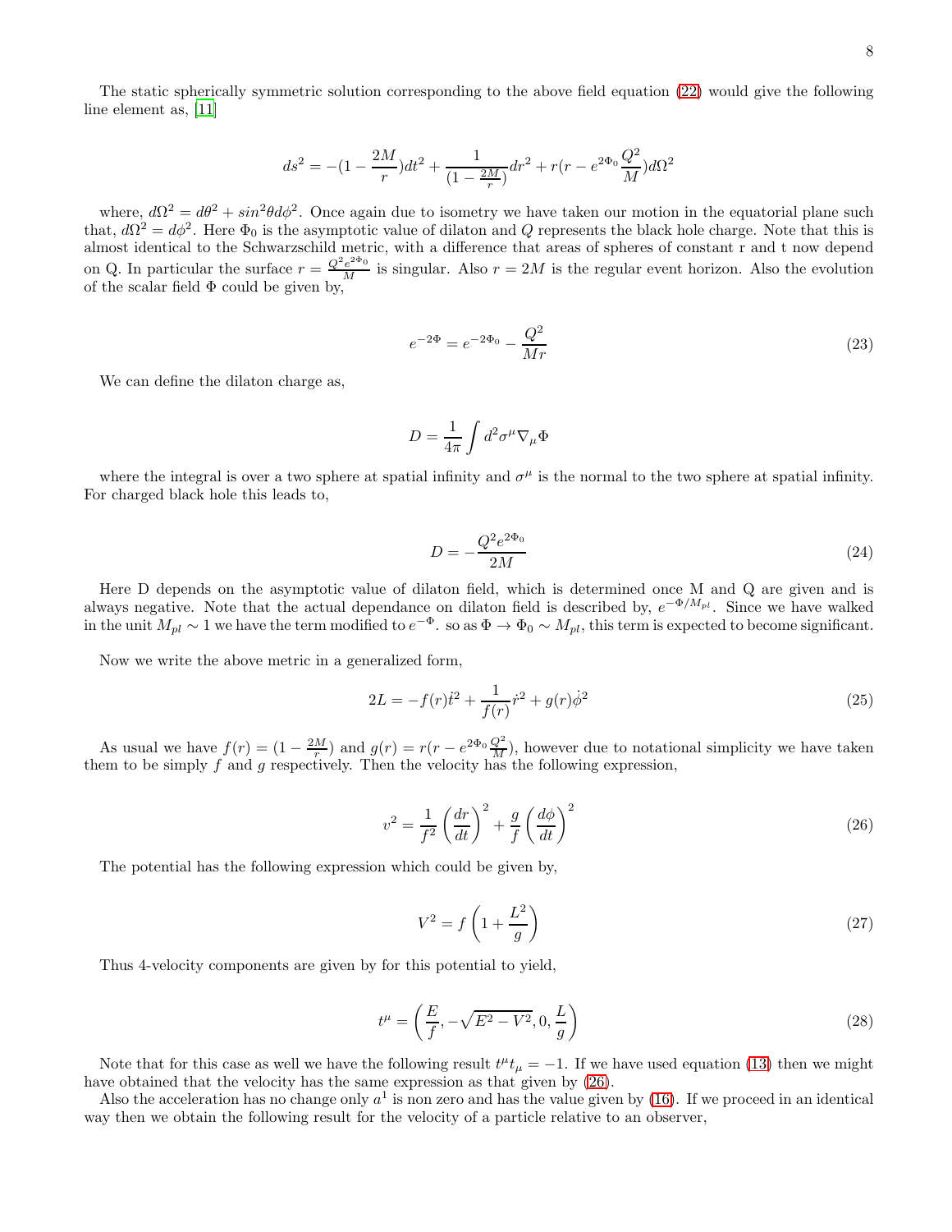The static spherically symmetric solution corresponding to the above field equation (22) would give the following line element as, [11]

$$ds^2 = -(1-\frac{2M}{r})dt^2 + \frac{1}{(1-\frac{2M}{r})}dr^2 + r(r - e^{2\Phi_0}\frac{Q^2}{M})d\Omega^2$$

where, $d\Omega^2 = d\theta^2 + sin^2\theta d\phi^2$. Once again due to isometry we have taken our motion in the equatorial plane such that, $d\Omega^2 = d\phi^2$. Here $\Phi_0$ is the asymptotic value of dilaton and $Q$ represents the black hole charge. Note that this is almost identical to the Schwarzschild metric, with a difference that areas of spheres of constant r and t now depend on Q. In particular the surface $r = \frac{Q^2 e^{2\Phi_0}}{M}$ is singular. Also $r = 2M$ is the regular event horizon. Also the evolution of the scalar field $\Phi$ could be given by,

$$e^{-2\Phi} = e^{-2\Phi_0} - \frac{Q^2}{Mr} \tag{23}$$

We can define the dilaton charge as,

$$D = \frac{1}{4\pi}\int d^2\sigma^\mu \nabla_\mu \Phi$$

where the integral is over a two sphere at spatial infinity and $\sigma^\mu$ is the normal to the two sphere at spatial infinity. For charged black hole this leads to,

$$D = -\frac{Q^2 e^{2\Phi_0}}{2M} \tag{24}$$

Here D depends on the asymptotic value of dilaton field, which is determined once M and Q are given and is always negative. Note that the actual dependance on dilaton field is described by, $e^{-\Phi/M_{pl}}$. Since we have walked in the unit $M_{pl} \sim 1$ we have the term modified to $e^{-\Phi}$. so as $\Phi \to \Phi_0 \sim M_{pl}$, this term is expected to become significant.

Now we write the above metric in a generalized form,

$$2L = -f(r)\dot{t}^2 + \frac{1}{f(r)}\dot{r}^2 + g(r)\dot{\phi}^2 \tag{25}$$

As usual we have $f(r) = (1 - \frac{2M}{r})$ and $g(r) = r(r - e^{2\Phi_0}\frac{Q^2}{M})$, however due to notational simplicity we have taken them to be simply $f$ and $g$ respectively. Then the velocity has the following expression,

$$v^2 = \frac{1}{f^2}\left(\frac{dr}{dt}\right)^2 + \frac{g}{f}\left(\frac{d\phi}{dt}\right)^2 \tag{26}$$

The potential has the following expression which could be given by,

$$V^2 = f\left(1 + \frac{L^2}{g}\right) \tag{27}$$

Thus 4-velocity components are given by for this potential to yield,

$$t^\mu = \left(\frac{E}{f}, -\sqrt{E^2 - V^2}, 0, \frac{L}{g}\right) \tag{28}$$

Note that for this case as well we have the following result $t^\mu t_\mu = -1$. If we have used equation (13) then we might have obtained that the velocity has the same expression as that given by (26).

Also the acceleration has no change only $a^1$ is non zero and has the value given by (16). If we proceed in an identical way then we obtain the following result for the velocity of a particle relative to an observer,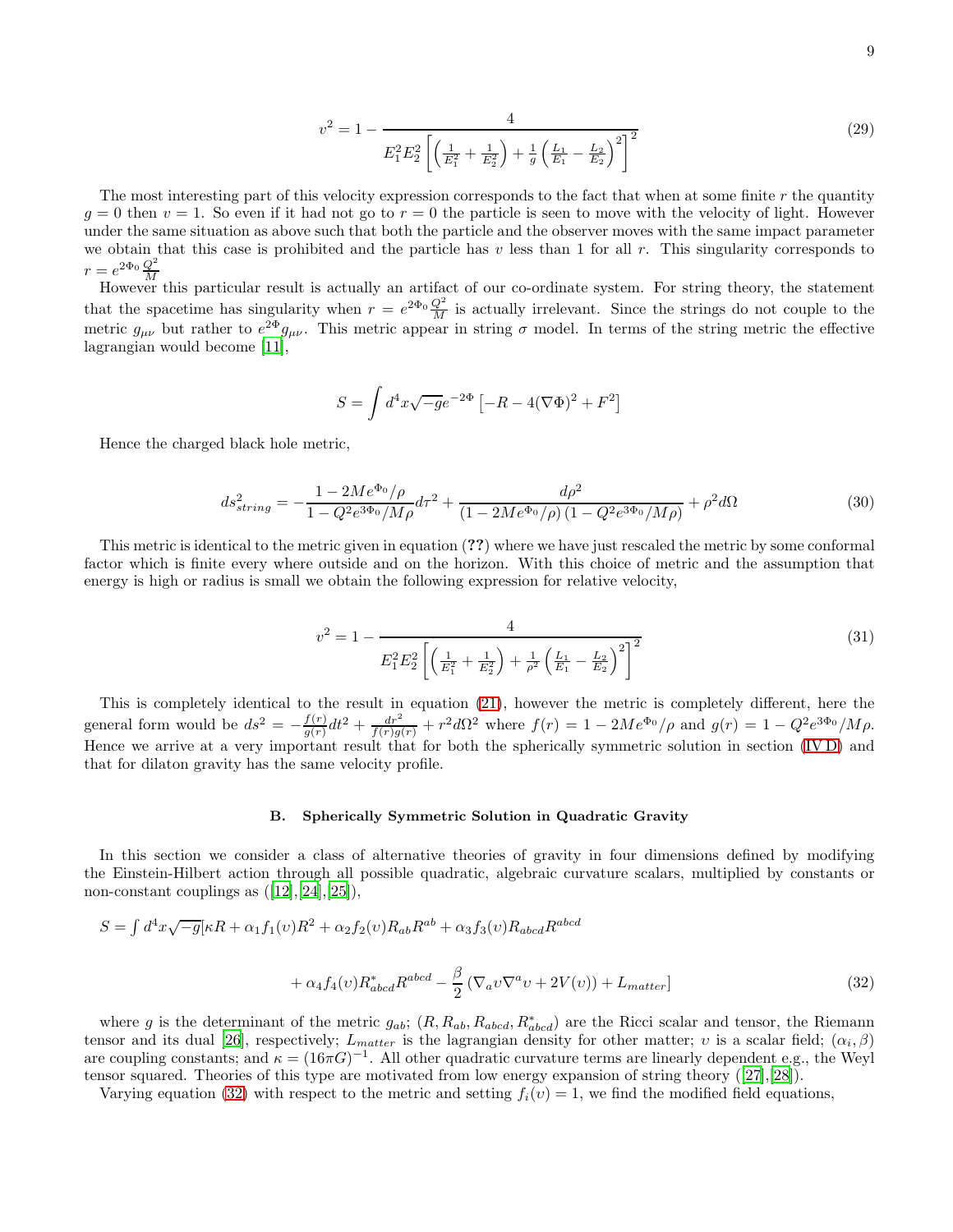$$v^2 = 1 - \frac{4}{E_1^2 E_2^2 \left[ \left( \frac{1}{E_1^2} + \frac{1}{E_2^2} \right) + \frac{1}{g} \left( \frac{L_1}{E_1} - \frac{L_2}{E_2} \right)^2 \right]^2} \tag{29}$$

The most interesting part of this velocity expression corresponds to the fact that when at some finite $r$ the quantity $g = 0$ then $v = 1$. So even if it had not go to $r = 0$ the particle is seen to move with the velocity of light. However under the same situation as above such that both the particle and the observer moves with the same impact parameter we obtain that this case is prohibited and the particle has $v$ less than 1 for all $r$. This singularity corresponds to $r = e^{2\Phi_0} \frac{Q^2}{M}$

However this particular result is actually an artifact of our co-ordinate system. For string theory, the statement that the spacetime has singularity when $r = e^{2\Phi_0} \frac{Q^2}{M}$ is actually irrelevant. Since the strings do not couple to the metric $g_{\mu\nu}$ but rather to $e^{2\Phi} g_{\mu\nu}$. This metric appear in string $\sigma$ model. In terms of the string metric the effective lagrangian would become [11],

$$S = \int d^4x \sqrt{-g} e^{-2\Phi} \left[ -R - 4(\nabla\Phi)^2 + F^2 \right]$$

Hence the charged black hole metric,

$$ds^2_{string} = -\frac{1 - 2Me^{\Phi_0}/\rho}{1 - Q^2 e^{3\Phi_0}/M\rho} d\tau^2 + \frac{d\rho^2}{(1 - 2Me^{\Phi_0}/\rho)(1 - Q^2 e^{3\Phi_0}/M\rho)} + \rho^2 d\Omega \tag{30}$$

This metric is identical to the metric given in equation (??) where we have just rescaled the metric by some conformal factor which is finite every where outside and on the horizon. With this choice of metric and the assumption that energy is high or radius is small we obtain the following expression for relative velocity,

$$v^2 = 1 - \frac{4}{E_1^2 E_2^2 \left[ \left( \frac{1}{E_1^2} + \frac{1}{E_2^2} \right) + \frac{1}{\rho^2} \left( \frac{L_1}{E_1} - \frac{L_2}{E_2} \right)^2 \right]^2} \tag{31}$$

This is completely identical to the result in equation (21), however the metric is completely different, here the general form would be $ds^2 = -\frac{f(r)}{g(r)} dt^2 + \frac{dr^2}{f(r)g(r)} + r^2 d\Omega^2$ where $f(r) = 1 - 2Me^{\Phi_0}/\rho$ and $g(r) = 1 - Q^2 e^{3\Phi_0}/M\rho$. Hence we arrive at a very important result that for both the spherically symmetric solution in section (IV D) and that for dilaton gravity has the same velocity profile.

### B. Spherically Symmetric Solution in Quadratic Gravity

In this section we consider a class of alternative theories of gravity in four dimensions defined by modifying the Einstein-Hilbert action through all possible quadratic, algebraic curvature scalars, multiplied by constants or non-constant couplings as ([12],[24],[25]),

$$S = \int d^4x \sqrt{-g} [\kappa R + \alpha_1 f_1(\upsilon) R^2 + \alpha_2 f_2(\upsilon) R_{ab} R^{ab} + \alpha_3 f_3(\upsilon) R_{abcd} R^{abcd}$$
$$+ \alpha_4 f_4(\upsilon) R^*_{abcd} R^{abcd} - \frac{\beta}{2} \left( \nabla_a \upsilon \nabla^a \upsilon + 2V(\upsilon) \right) + L_{matter}] \tag{32}$$

where $g$ is the determinant of the metric $g_{ab}$; $(R, R_{ab}, R_{abcd}, R^*_{abcd})$ are the Ricci scalar and tensor, the Riemann tensor and its dual [26], respectively; $L_{matter}$ is the lagrangian density for other matter; $\upsilon$ is a scalar field; $(\alpha_i, \beta)$ are coupling constants; and $\kappa = (16\pi G)^{-1}$. All other quadratic curvature terms are linearly dependent e.g., the Weyl tensor squared. Theories of this type are motivated from low energy expansion of string theory ([27],[28]).

Varying equation (32) with respect to the metric and setting $f_i(\upsilon) = 1$, we find the modified field equations,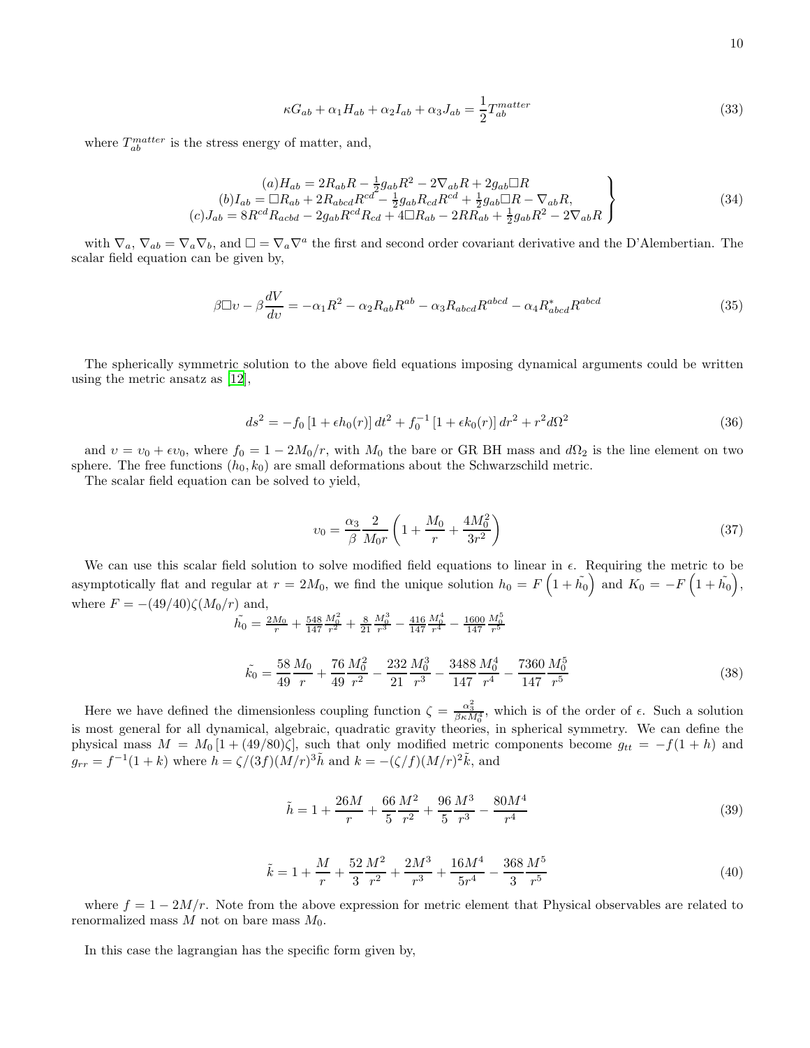$$
\kappa G_{ab} + \alpha_1 H_{ab} + \alpha_2 I_{ab} + \alpha_3 J_{ab} = \frac{1}{2} T_{ab}^{matter} \tag{33}
$$

where $T_{ab}^{matter}$ is the stress energy of matter, and,

$$
\left.
\begin{array}{c}
(a) H_{ab} = 2R_{ab}R - \frac{1}{2} g_{ab} R^2 - 2\nabla_{ab} R + 2 g_{ab} \Box R \\
(b) I_{ab} = \Box R_{ab} + 2 R_{abcd} R^{cd} - \frac{1}{2} g_{ab} R_{cd} R^{cd} + \frac{1}{2} g_{ab} \Box R - \nabla_{ab} R, \\
(c) J_{ab} = 8 R^{cd} R_{acbd} - 2 g_{ab} R^{cd} R_{cd} + 4 \Box R_{ab} - 2 R R_{ab} + \frac{1}{2} g_{ab} R^2 - 2 \nabla_{ab} R
\end{array}
\right\} \tag{34}
$$

with $\nabla_a$, $\nabla_{ab} = \nabla_a \nabla_b$, and $\Box = \nabla_a \nabla^a$ the first and second order covariant derivative and the D'Alembertian. The scalar field equation can be given by,

$$
\beta \Box \upsilon - \beta \frac{dV}{d\upsilon} = -\alpha_1 R^2 - \alpha_2 R_{ab} R^{ab} - \alpha_3 R_{abcd} R^{abcd} - \alpha_4 R^{*}_{abcd} R^{abcd} \tag{35}
$$

The spherically symmetric solution to the above field equations imposing dynamical arguments could be written using the metric ansatz as [12],

$$
ds^2 = -f_0 \left[ 1 + \epsilon h_0(r) \right] dt^2 + f_0^{-1} \left[ 1 + \epsilon k_0(r) \right] dr^2 + r^2 d\Omega^2 \tag{36}
$$

and $\upsilon = \upsilon_0 + \epsilon \upsilon_0$, where $f_0 = 1 - 2M_0/r$, with $M_0$ the bare or GR BH mass and $d\Omega_2$ is the line element on two sphere. The free functions $(h_0, k_0)$ are small deformations about the Schwarzschild metric.

The scalar field equation can be solved to yield,

$$
\upsilon_0 = \frac{\alpha_3}{\beta} \frac{2}{M_0 r} \left( 1 + \frac{M_0}{r} + \frac{4M_0^2}{3r^2} \right) \tag{37}
$$

We can use this scalar field solution to solve modified field equations to linear in $\epsilon$. Requiring the metric to be asymptotically flat and regular at $r = 2M_0$, we find the unique solution $h_0 = F\left(1 + \tilde{h_0}\right)$ and $K_0 = -F\left(1 + \tilde{h_0}\right)$, where $F = -(49/40)\zeta(M_0/r)$ and,

$$
\tilde{h_0} = \frac{2M_0}{r} + \frac{548}{147} \frac{M_0^2}{r^2} + \frac{8}{21} \frac{M_0^3}{r^3} - \frac{416}{147} \frac{M_0^4}{r^4} - \frac{1600}{147} \frac{M_0^5}{r^5}
$$

$$
\tilde{k_0} = \frac{58}{49} \frac{M_0}{r} + \frac{76}{49} \frac{M_0^2}{r^2} - \frac{232}{21} \frac{M_0^3}{r^3} - \frac{3488}{147} \frac{M_0^4}{r^4} - \frac{7360}{147} \frac{M_0^5}{r^5} \tag{38}
$$

Here we have defined the dimensionless coupling function $\zeta = \frac{\alpha_3^2}{\beta \kappa M_0^4}$, which is of the order of $\epsilon$. Such a solution is most general for all dynamical, algebraic, quadratic gravity theories, in spherical symmetry. We can define the physical mass $M = M_0\left[1 + (49/80)\zeta\right]$, such that only modified metric components become $g_{tt} = -f(1 + h)$ and $g_{rr} = f^{-1}(1 + k)$ where $h = \zeta/(3f)(M/r)^3 \tilde{h}$ and $k = -(\zeta/f)(M/r)^2 \tilde{k}$, and

$$
\tilde{h} = 1 + \frac{26M}{r} + \frac{66}{5} \frac{M^2}{r^2} + \frac{96}{5} \frac{M^3}{r^3} - \frac{80M^4}{r^4} \tag{39}
$$

$$
\tilde{k} = 1 + \frac{M}{r} + \frac{52}{3} \frac{M^2}{r^2} + \frac{2M^3}{r^3} + \frac{16M^4}{5r^4} - \frac{368}{3} \frac{M^5}{r^5} \tag{40}
$$

where $f = 1 - 2M/r$. Note from the above expression for metric element that Physical observables are related to renormalized mass $M$ not on bare mass $M_0$.

In this case the lagrangian has the specific form given by,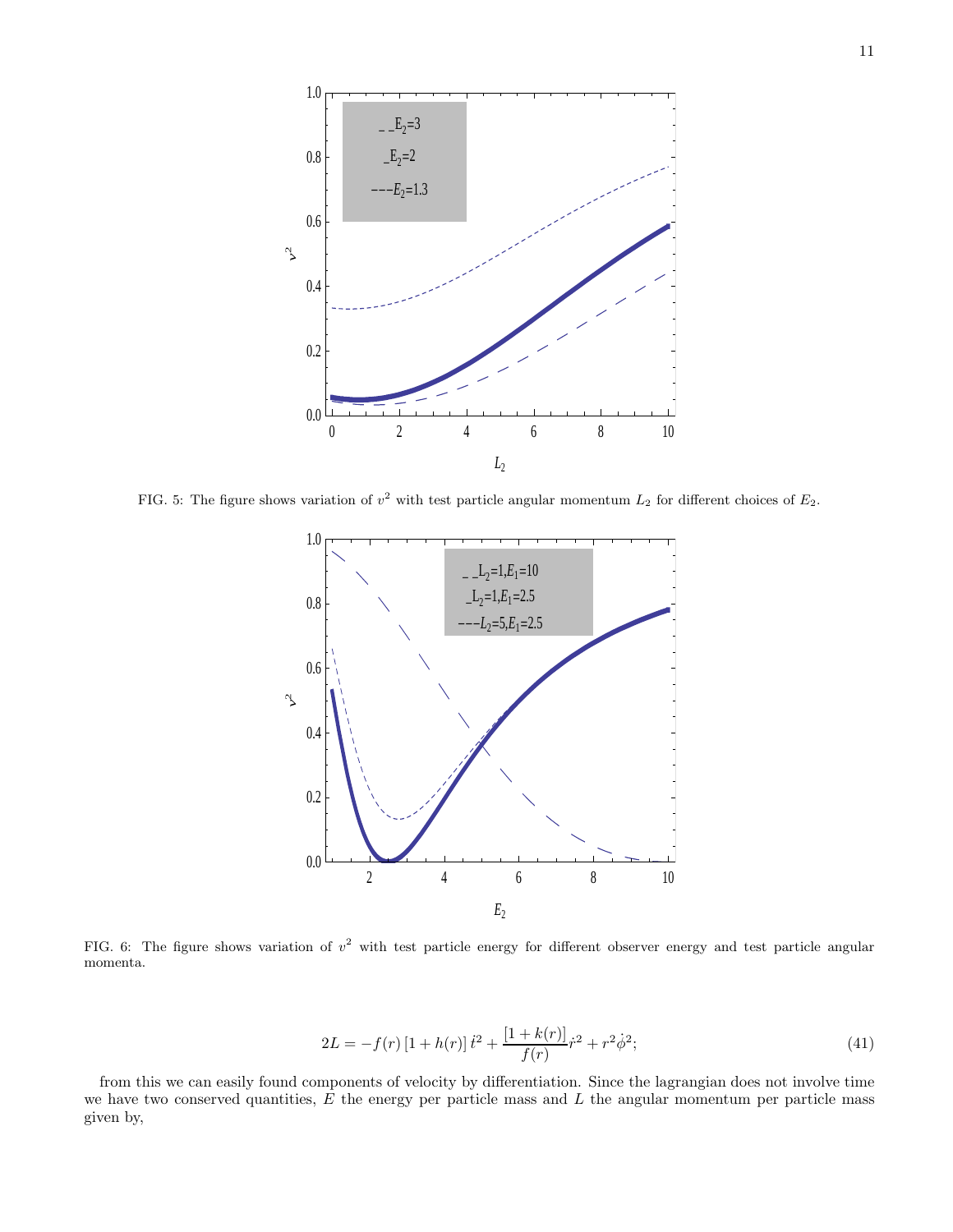FIG. 5: The figure shows variation of $v^2$ with test particle angular momentum $L_2$ for different choices of $E_2$.

FIG. 6: The figure shows variation of $v^2$ with test particle energy for different observer energy and test particle angular momenta.

$$2L = -f(r)\left[1+h(r)\right]\dot{t}^2 + \frac{\left[1+k(r)\right]}{f(r)}\dot{r}^2 + r^2\dot{\phi}^2; \tag{41}$$

from this we can easily found components of velocity by differentiation. Since the lagrangian does not involve time we have two conserved quantities, $E$ the energy per particle mass and $L$ the angular momentum per particle mass given by,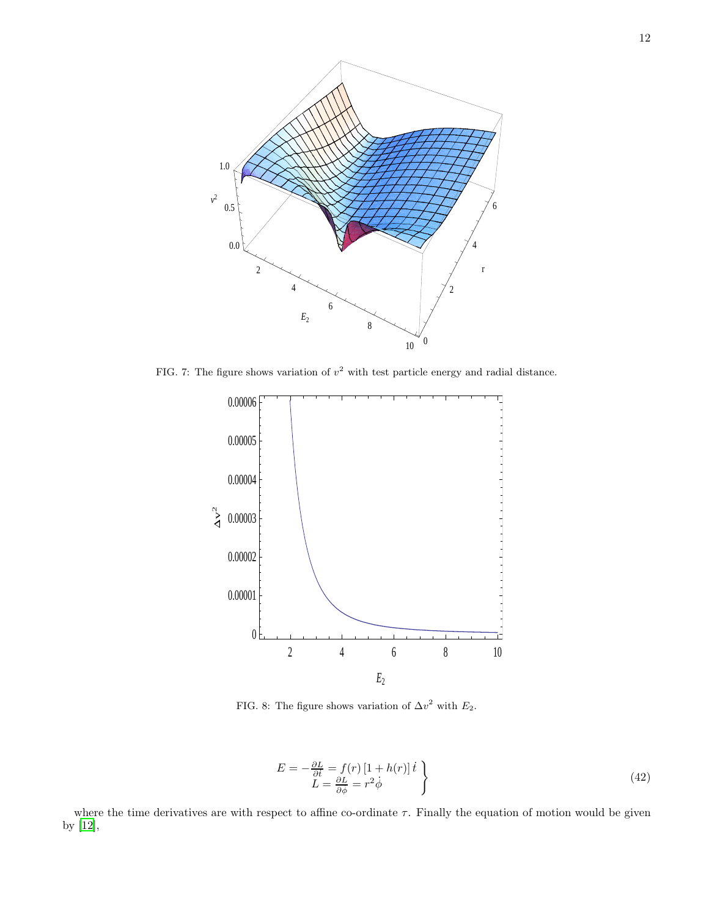FIG. 7: The figure shows variation of $v^2$ with test particle energy and radial distance.

FIG. 8: The figure shows variation of $\Delta v^2$ with $E_2$.

$$
\left.\begin{aligned}
E = -\frac{\partial L}{\partial \dot{t}} = f(r)\left[1 + h(r)\right]\dot{t} \\
L = \frac{\partial L}{\partial \dot{\phi}} = r^2 \dot{\phi}
\end{aligned}\right\}
\tag{42}
$$

where the time derivatives are with respect to affine co-ordinate $\tau$. Finally the equation of motion would be given by [12],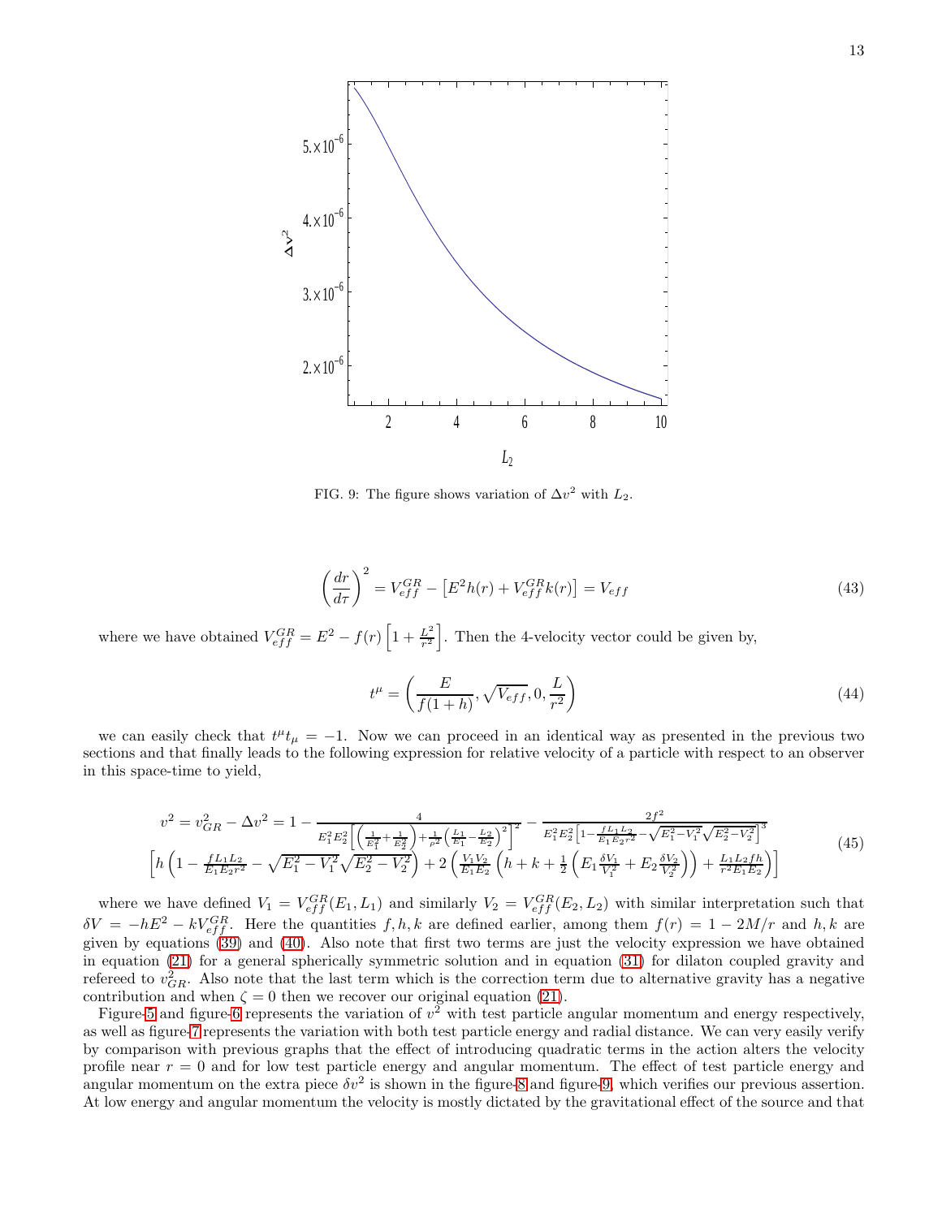FIG. 9: The figure shows variation of $\Delta v^2$ with $L_2$.

$$\left(\frac{dr}{d\tau}\right)^2 = V_{eff}^{GR} - \left[E^2 h(r) + V_{eff}^{GR} k(r)\right] = V_{eff} \tag{43}$$

where we have obtained $V_{eff}^{GR} = E^2 - f(r)\left[1 + \frac{L^2}{r^2}\right]$. Then the 4-velocity vector could be given by,

$$t^\mu = \left(\frac{E}{f(1+h)}, \sqrt{V_{eff}}, 0, \frac{L}{r^2}\right) \tag{44}$$

we can easily check that $t^\mu t_\mu = -1$. Now we can proceed in an identical way as presented in the previous two sections and that finally leads to the following expression for relative velocity of a particle with respect to an observer in this space-time to yield,

$$\begin{aligned} v^2 = v_{GR}^2 - \Delta v^2 = 1 &- \frac{4}{E_1^2 E_2^2 \left[\left(\frac{1}{E_1^2} + \frac{1}{E_2^2}\right) + \frac{1}{\rho^2}\left(\frac{L_1}{E_1} - \frac{L_2}{E_2}\right)^2\right]^2} - \frac{2f^2}{E_1^2 E_2^2 \left[1 - \frac{f L_1 L_2}{E_1 E_2 r^2} - \sqrt{E_1^2 - V_1^2}\sqrt{E_2^2 - V_2^2}\right]^3} \\ &\left[h\left(1 - \frac{f L_1 L_2}{E_1 E_2 r^2} - \sqrt{E_1^2 - V_1^2}\sqrt{E_2^2 - V_2^2}\right) + 2\left(\frac{V_1 V_2}{E_1 E_2}\left(h + k + \frac{1}{2}\left(E_1 \frac{\delta V_1}{V_1^2} + E_2 \frac{\delta V_2}{V_2^2}\right)\right) + \frac{L_1 L_2 f h}{r^2 E_1 E_2}\right)\right] \end{aligned} \tag{45}$$

where we have defined $V_1 = V_{eff}^{GR}(E_1, L_1)$ and similarly $V_2 = V_{eff}^{GR}(E_2, L_2)$ with similar interpretation such that $\delta V = -hE^2 - kV_{eff}^{GR}$. Here the quantities $f, h, k$ are defined earlier, among them $f(r) = 1 - 2M/r$ and $h, k$ are given by equations (39) and (40). Also note that first two terms are just the velocity expression we have obtained in equation (21) for a general spherically symmetric solution and in equation (31) for dilaton coupled gravity and refereed to $v_{GR}^2$. Also note that the last term which is the correction term due to alternative gravity has a negative contribution and when $\zeta = 0$ then we recover our original equation (21).

Figure-5 and figure-6 represents the variation of $v^2$ with test particle angular momentum and energy respectively, as well as figure-7 represents the variation with both test particle energy and radial distance. We can very easily verify by comparison with previous graphs that the effect of introducing quadratic terms in the action alters the velocity profile near $r = 0$ and for low test particle energy and angular momentum. The effect of test particle energy and angular momentum on the extra piece $\delta v^2$ is shown in the figure-8 and figure-9, which verifies our previous assertion. At low energy and angular momentum the velocity is mostly dictated by the gravitational effect of the source and that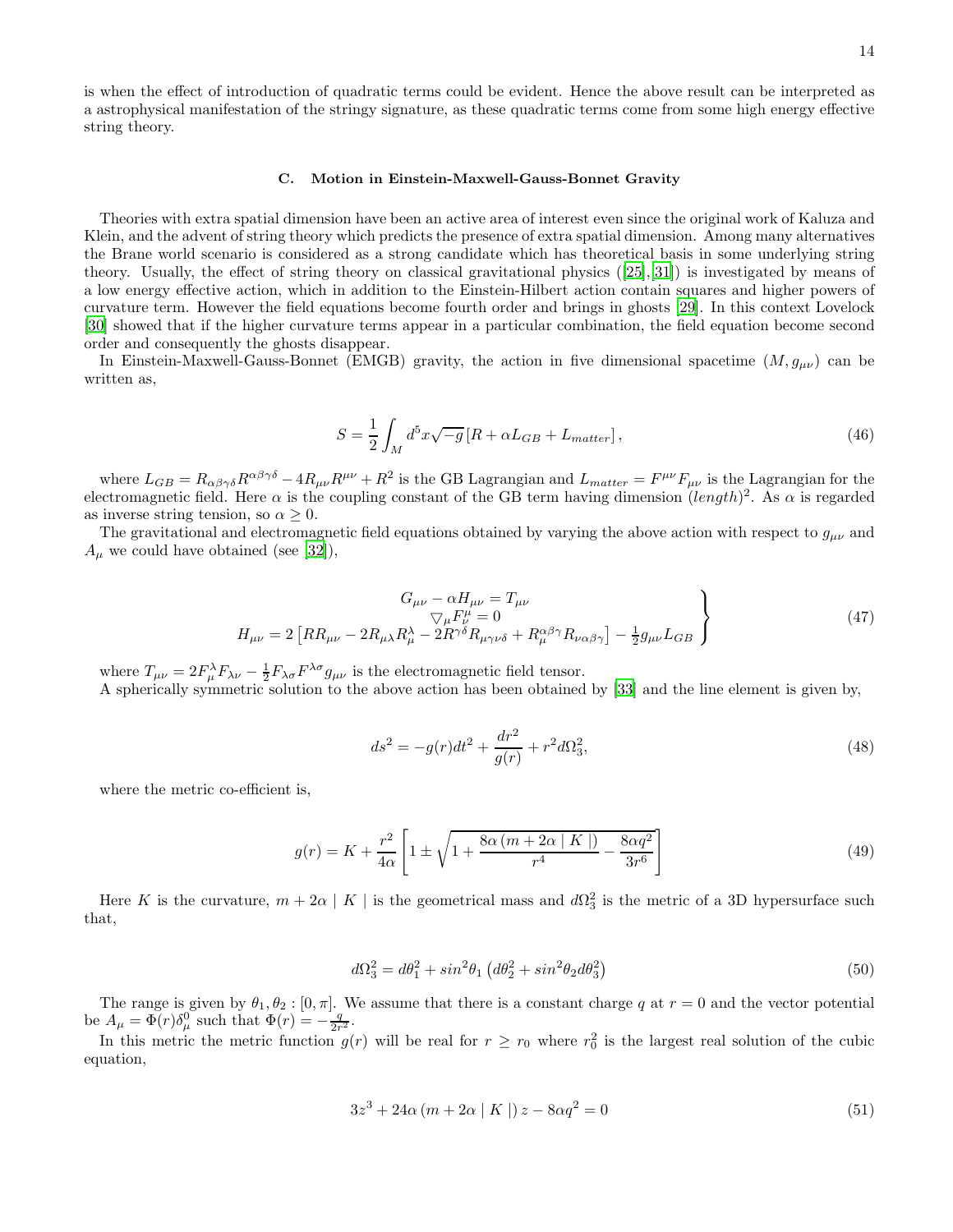is when the effect of introduction of quadratic terms could be evident. Hence the above result can be interpreted as a astrophysical manifestation of the stringy signature, as these quadratic terms come from some high energy effective string theory.

### C. Motion in Einstein-Maxwell-Gauss-Bonnet Gravity

Theories with extra spatial dimension have been an active area of interest even since the original work of Kaluza and Klein, and the advent of string theory which predicts the presence of extra spatial dimension. Among many alternatives the Brane world scenario is considered as a strong candidate which has theoretical basis in some underlying string theory. Usually, the effect of string theory on classical gravitational physics ([25],[31]) is investigated by means of a low energy effective action, which in addition to the Einstein-Hilbert action contain squares and higher powers of curvature term. However the field equations become fourth order and brings in ghosts [29]. In this context Lovelock [30] showed that if the higher curvature terms appear in a particular combination, the field equation become second order and consequently the ghosts disappear.

In Einstein-Maxwell-Gauss-Bonnet (EMGB) gravity, the action in five dimensional spacetime $(M, g_{\mu\nu})$ can be written as,

$$S = \frac{1}{2}\int_M d^5x\sqrt{-g}\left[R + \alpha L_{GB} + L_{matter}\right], \tag{46}$$

where $L_{GB} = R_{\alpha\beta\gamma\delta}R^{\alpha\beta\gamma\delta} - 4R_{\mu\nu}R^{\mu\nu} + R^2$ is the GB Lagrangian and $L_{matter} = F^{\mu\nu}F_{\mu\nu}$ is the Lagrangian for the electromagnetic field. Here $\alpha$ is the coupling constant of the GB term having dimension $(length)^2$. As $\alpha$ is regarded as inverse string tension, so $\alpha \geq 0$.

The gravitational and electromagnetic field equations obtained by varying the above action with respect to $g_{\mu\nu}$ and $A_\mu$ we could have obtained (see [32]),

$$\left.\begin{array}{c} G_{\mu\nu} - \alpha H_{\mu\nu} = T_{\mu\nu} \\ \nabla_\mu F^\mu_\nu = 0 \\ H_{\mu\nu} = 2\left[RR_{\mu\nu} - 2R_{\mu\lambda}R^\lambda_\mu - 2R^{\gamma\delta}R_{\mu\gamma\nu\delta} + R^{\alpha\beta\gamma}_\mu R_{\nu\alpha\beta\gamma}\right] - \frac{1}{2}g_{\mu\nu}L_{GB} \end{array}\right\} \tag{47}$$

where $T_{\mu\nu} = 2F^\lambda_\mu F_{\lambda\nu} - \frac{1}{2}F_{\lambda\sigma}F^{\lambda\sigma}g_{\mu\nu}$ is the electromagnetic field tensor.

A spherically symmetric solution to the above action has been obtained by [33] and the line element is given by,

$$ds^2 = -g(r)dt^2 + \frac{dr^2}{g(r)} + r^2 d\Omega_3^2, \tag{48}$$

where the metric co-efficient is,

$$g(r) = K + \frac{r^2}{4\alpha}\left[1 \pm \sqrt{1 + \frac{8\alpha\left(m + 2\alpha \mid K \mid\right)}{r^4} - \frac{8\alpha q^2}{3r^6}}\right] \tag{49}$$

Here $K$ is the curvature, $m + 2\alpha \mid K \mid$ is the geometrical mass and $d\Omega_3^2$ is the metric of a 3D hypersurface such that,

$$d\Omega_3^2 = d\theta_1^2 + sin^2\theta_1\left(d\theta_2^2 + sin^2\theta_2 d\theta_3^2\right) \tag{50}$$

The range is given by $\theta_1, \theta_2 : [0, \pi]$. We assume that there is a constant charge $q$ at $r = 0$ and the vector potential be $A_\mu = \Phi(r)\delta^0_\mu$ such that $\Phi(r) = -\frac{q}{2r^2}$.

In this metric the metric function $g(r)$ will be real for $r \geq r_0$ where $r_0^2$ is the largest real solution of the cubic equation,

$$3z^3 + 24\alpha\left(m + 2\alpha \mid K \mid\right)z - 8\alpha q^2 = 0 \tag{51}$$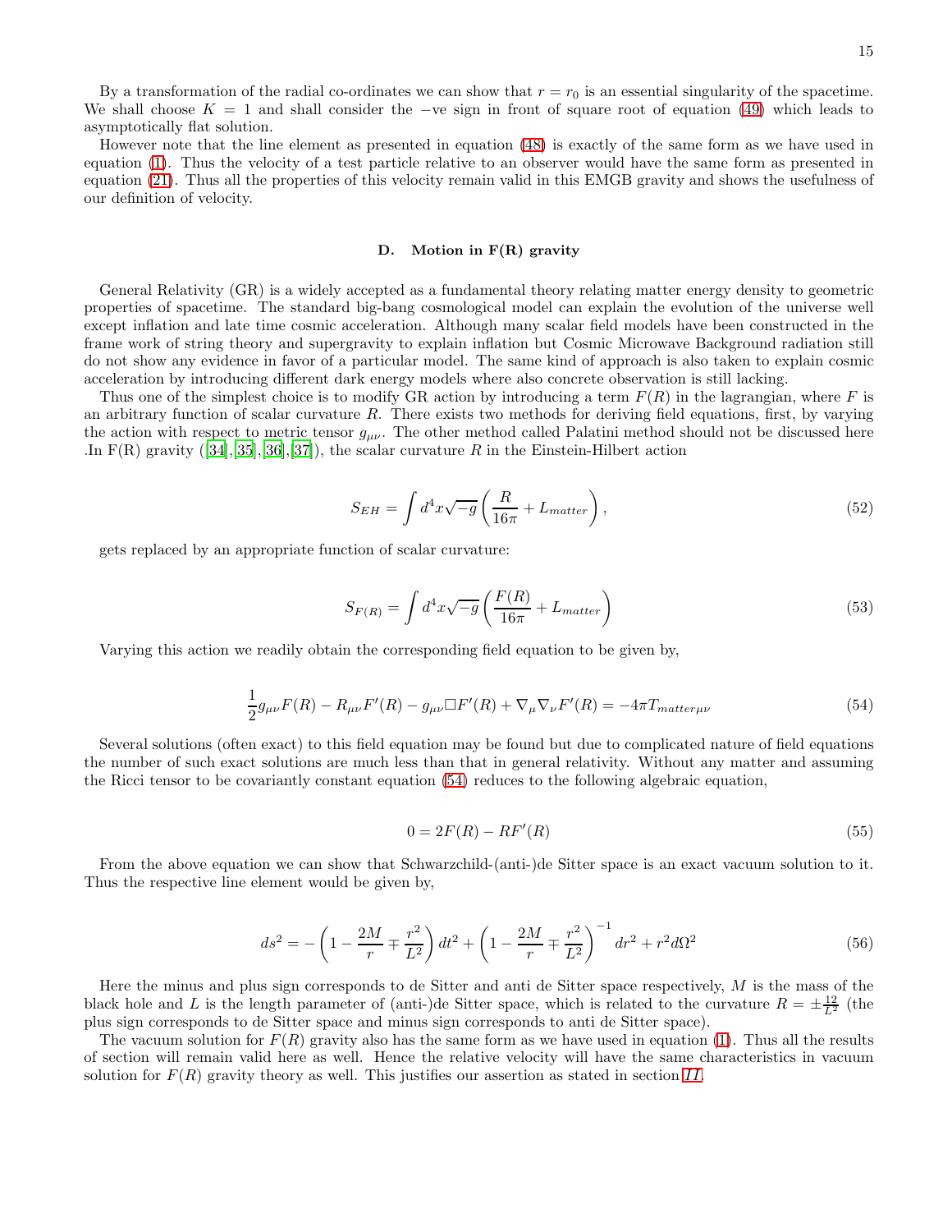By a transformation of the radial co-ordinates we can show that $r = r_0$ is an essential singularity of the spacetime. We shall choose $K = 1$ and shall consider the −ve sign in front of square root of equation (49) which leads to asymptotically flat solution.

However note that the line element as presented in equation (48) is exactly of the same form as we have used in equation (1). Thus the velocity of a test particle relative to an observer would have the same form as presented in equation (21). Thus all the properties of this velocity remain valid in this EMGB gravity and shows the usefulness of our definition of velocity.

### D. Motion in F(R) gravity

General Relativity (GR) is a widely accepted as a fundamental theory relating matter energy density to geometric properties of spacetime. The standard big-bang cosmological model can explain the evolution of the universe well except inflation and late time cosmic acceleration. Although many scalar field models have been constructed in the frame work of string theory and supergravity to explain inflation but Cosmic Microwave Background radiation still do not show any evidence in favor of a particular model. The same kind of approach is also taken to explain cosmic acceleration by introducing different dark energy models where also concrete observation is still lacking.

Thus one of the simplest choice is to modify GR action by introducing a term $F(R)$ in the lagrangian, where $F$ is an arbitrary function of scalar curvature $R$. There exists two methods for deriving field equations, first, by varying the action with respect to metric tensor $g_{\mu\nu}$. The other method called Palatini method should not be discussed here .In F(R) gravity ([34],[35],[36],[37]), the scalar curvature $R$ in the Einstein-Hilbert action

$$S_{EH} = \int d^4x\sqrt{-g}\left(\frac{R}{16\pi} + L_{matter}\right), \tag{52}$$

gets replaced by an appropriate function of scalar curvature:

$$S_{F(R)} = \int d^4x\sqrt{-g}\left(\frac{F(R)}{16\pi} + L_{matter}\right) \tag{53}$$

Varying this action we readily obtain the corresponding field equation to be given by,

$$\frac{1}{2}g_{\mu\nu}F(R) - R_{\mu\nu}F'(R) - g_{\mu\nu}\Box F'(R) + \nabla_\mu\nabla_\nu F'(R) = -4\pi T_{matter\mu\nu} \tag{54}$$

Several solutions (often exact) to this field equation may be found but due to complicated nature of field equations the number of such exact solutions are much less than that in general relativity. Without any matter and assuming the Ricci tensor to be covariantly constant equation (54) reduces to the following algebraic equation,

$$0 = 2F(R) - RF'(R) \tag{55}$$

From the above equation we can show that Schwarzchild-(anti-)de Sitter space is an exact vacuum solution to it. Thus the respective line element would be given by,

$$ds^2 = -\left(1 - \frac{2M}{r} \mp \frac{r^2}{L^2}\right)dt^2 + \left(1 - \frac{2M}{r} \mp \frac{r^2}{L^2}\right)^{-1}dr^2 + r^2 d\Omega^2 \tag{56}$$

Here the minus and plus sign corresponds to de Sitter and anti de Sitter space respectively, $M$ is the mass of the black hole and $L$ is the length parameter of (anti-)de Sitter space, which is related to the curvature $R = \pm\frac{12}{L^2}$ (the plus sign corresponds to de Sitter space and minus sign corresponds to anti de Sitter space).

The vacuum solution for $F(R)$ gravity also has the same form as we have used in equation (1). Thus all the results of section will remain valid here as well. Hence the relative velocity will have the same characteristics in vacuum solution for $F(R)$ gravity theory as well. This justifies our assertion as stated in section *II*.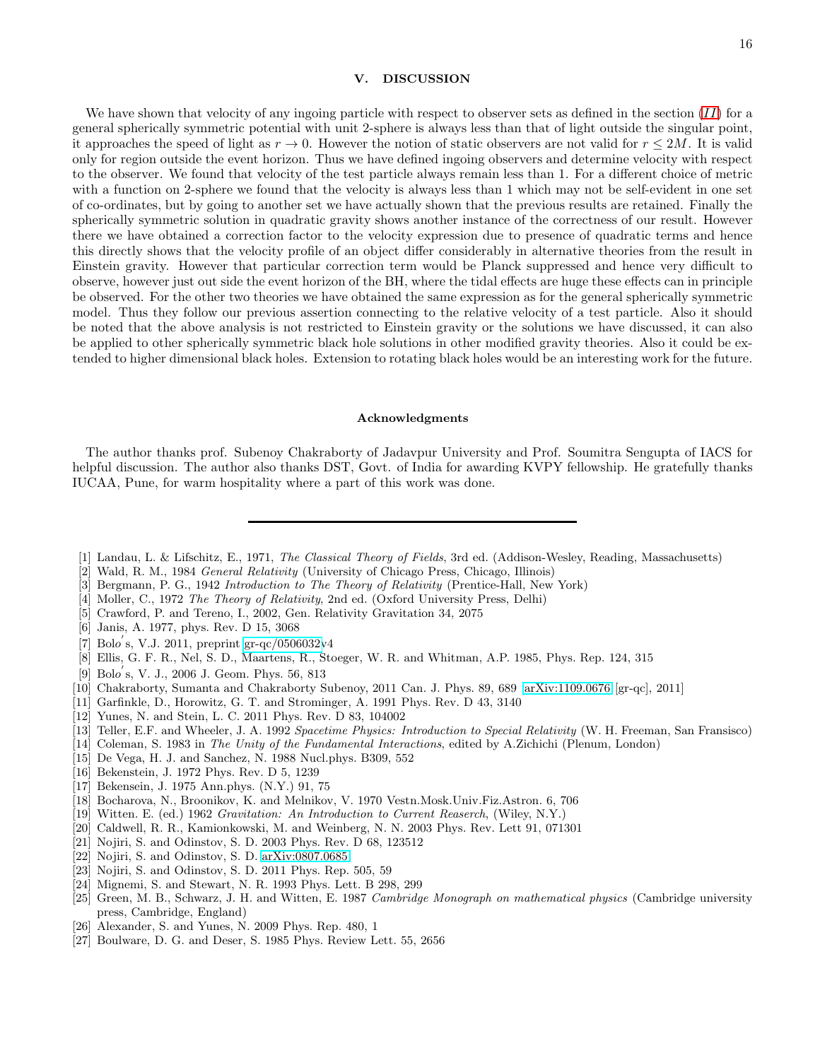## V. DISCUSSION

We have shown that velocity of any ingoing particle with respect to observer sets as defined in the section (*II*) for a general spherically symmetric potential with unit 2-sphere is always less than that of light outside the singular point, it approaches the speed of light as $r \to 0$. However the notion of static observers are not valid for $r \leq 2M$. It is valid only for region outside the event horizon. Thus we have defined ingoing observers and determine velocity with respect to the observer. We found that velocity of the test particle always remain less than 1. For a different choice of metric with a function on 2-sphere we found that the velocity is always less than 1 which may not be self-evident in one set of co-ordinates, but by going to another set we have actually shown that the previous results are retained. Finally the spherically symmetric solution in quadratic gravity shows another instance of the correctness of our result. However there we have obtained a correction factor to the velocity expression due to presence of quadratic terms and hence this directly shows that the velocity profile of an object differ considerably in alternative theories from the result in Einstein gravity. However that particular correction term would be Planck suppressed and hence very difficult to observe, however just out side the event horizon of the BH, where the tidal effects are huge these effects can in principle be observed. For the other two theories we have obtained the same expression as for the general spherically symmetric model. Thus they follow our previous assertion connecting to the relative velocity of a test particle. Also it should be noted that the above analysis is not restricted to Einstein gravity or the solutions we have discussed, it can also be applied to other spherically symmetric black hole solutions in other modified gravity theories. Also it could be extended to higher dimensional black holes. Extension to rotating black holes would be an interesting work for the future.

### Acknowledgments

The author thanks prof. Subenoy Chakraborty of Jadavpur University and Prof. Soumitra Sengupta of IACS for helpful discussion. The author also thanks DST, Govt. of India for awarding KVPY fellowship. He gratefully thanks IUCAA, Pune, for warm hospitality where a part of this work was done.

---

[1] Landau, L. & Lifschitz, E., 1971, *The Classical Theory of Fields*, 3rd ed. (Addison-Wesley, Reading, Massachusetts)
[2] Wald, R. M., 1984 *General Relativity* (University of Chicago Press, Chicago, Illinois)
[3] Bergmann, P. G., 1942 *Introduction to The Theory of Relativity* (Prentice-Hall, New York)
[4] Moller, C., 1972 *The Theory of Relativity*, 2nd ed. (Oxford University Press, Delhi)
[5] Crawford, P. and Tereno, I., 2002, Gen. Relativity Gravitation 34, 2075
[6] Janis, A. 1977, phys. Rev. D 15, 3068
[7] Bolo′s, V.J. 2011, preprint gr-qc/0506032v4
[8] Ellis, G. F. R., Nel, S. D., Maartens, R., Stoeger, W. R. and Whitman, A.P. 1985, Phys. Rep. 124, 315
[9] Bolo′s, V. J., 2006 J. Geom. Phys. 56, 813
[10] Chakraborty, Sumanta and Chakraborty Subenoy, 2011 Can. J. Phys. 89, 689 [arXiv:1109.0676 [gr-qc], 2011]
[11] Garfinkle, D., Horowitz, G. T. and Strominger, A. 1991 Phys. Rev. D 43, 3140
[12] Yunes, N. and Stein, L. C. 2011 Phys. Rev. D 83, 104002
[13] Teller, E.F. and Wheeler, J. A. 1992 *Spacetime Physics: Introduction to Special Relativity* (W. H. Freeman, San Fransisco)
[14] Coleman, S. 1983 in *The Unity of the Fundamental Interactions*, edited by A.Zichichi (Plenum, London)
[15] De Vega, H. J. and Sanchez, N. 1988 Nucl.phys. B309, 552
[16] Bekenstein, J. 1972 Phys. Rev. D 5, 1239
[17] Bekensein, J. 1975 Ann.phys. (N.Y.) 91, 75
[18] Bocharova, N., Broonikov, K. and Melnikov, V. 1970 Vestn.Mosk.Univ.Fiz.Astron. 6, 706
[19] Witten. E. (ed.) 1962 *Gravitation: An Introduction to Current Reaserch*, (Wiley, N.Y.)
[20] Caldwell, R. R., Kamionkowski, M. and Weinberg, N. N. 2003 Phys. Rev. Lett 91, 071301
[21] Nojiri, S. and Odinstov, S. D. 2003 Phys. Rev. D 68, 123512
[22] Nojiri, S. and Odinstov, S. D. arXiv:0807.0685
[23] Nojiri, S. and Odinstov, S. D. 2011 Phys. Rep. 505, 59
[24] Mignemi, S. and Stewart, N. R. 1993 Phys. Lett. B 298, 299
[25] Green, M. B., Schwarz, J. H. and Witten, E. 1987 *Cambridge Monograph on mathematical physics* (Cambridge university press, Cambridge, England)
[26] Alexander, S. and Yunes, N. 2009 Phys. Rep. 480, 1
[27] Boulware, D. G. and Deser, S. 1985 Phys. Review Lett. 55, 2656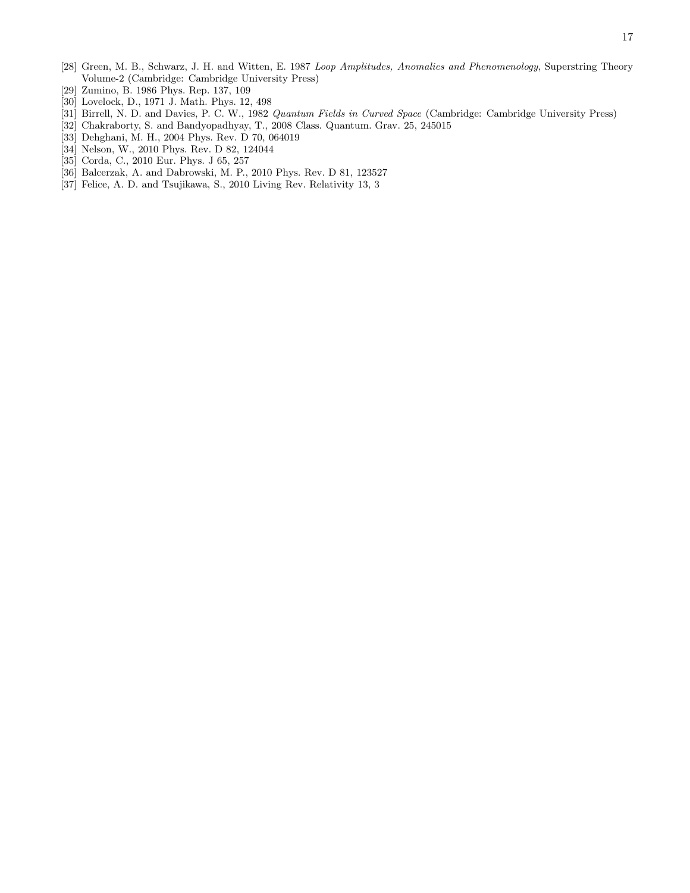[28] Green, M. B., Schwarz, J. H. and Witten, E. 1987 *Loop Amplitudes, Anomalies and Phenomenology*, Superstring Theory Volume-2 (Cambridge: Cambridge University Press)

[29] Zumino, B. 1986 Phys. Rep. 137, 109

[30] Lovelock, D., 1971 J. Math. Phys. 12, 498

[31] Birrell, N. D. and Davies, P. C. W., 1982 *Quantum Fields in Curved Space* (Cambridge: Cambridge University Press)

[32] Chakraborty, S. and Bandyopadhyay, T., 2008 Class. Quantum. Grav. 25, 245015

[33] Dehghani, M. H., 2004 Phys. Rev. D 70, 064019

[34] Nelson, W., 2010 Phys. Rev. D 82, 124044

[35] Corda, C., 2010 Eur. Phys. J 65, 257

[36] Balcerzak, A. and Dabrowski, M. P., 2010 Phys. Rev. D 81, 123527

[37] Felice, A. D. and Tsujikawa, S., 2010 Living Rev. Relativity 13, 3